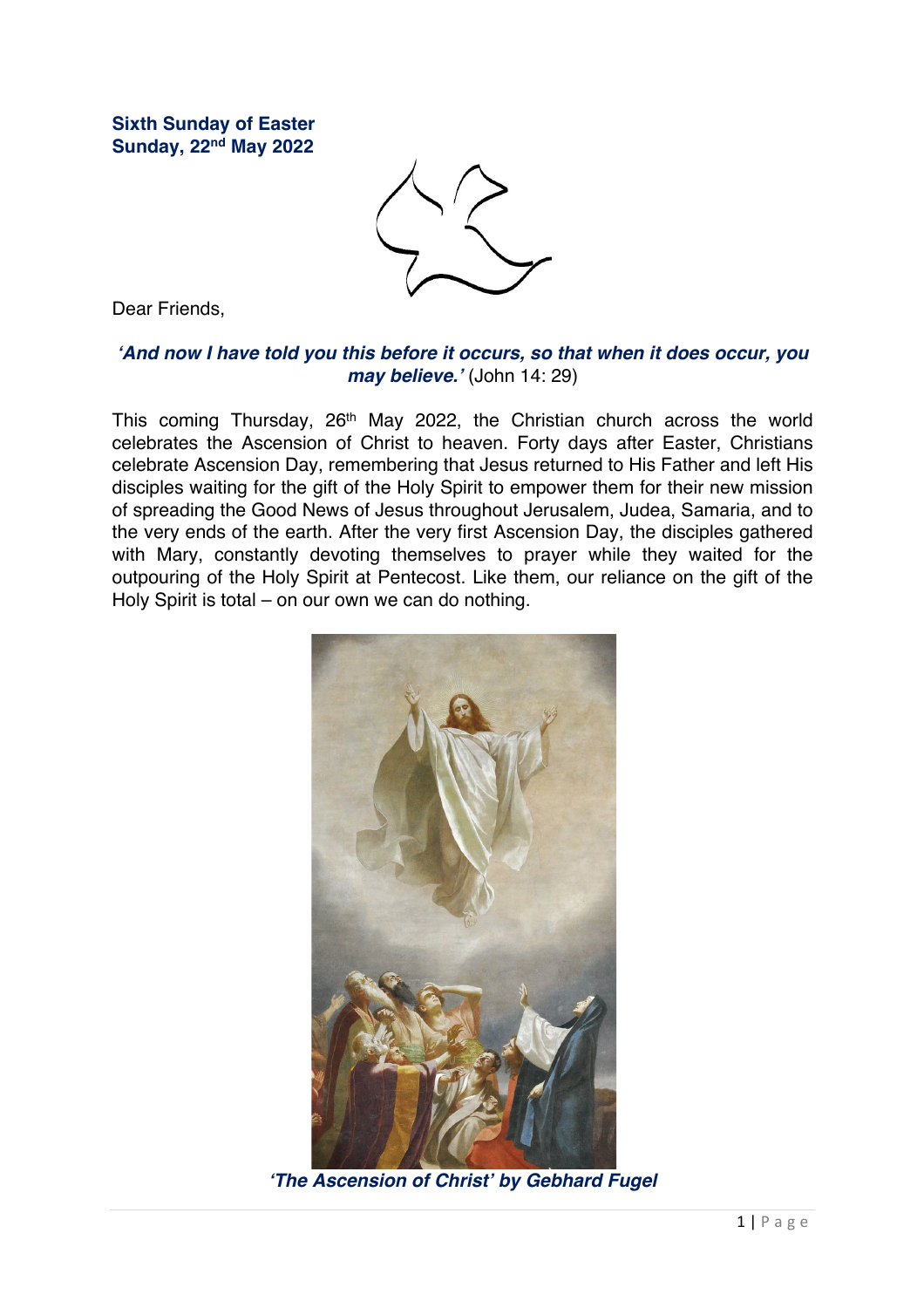**Sixth Sunday of Easter**
**Sunday, 22nd May 2022**

Dear Friends,

***'And now I have told you this before it occurs, so that when it does occur, you may believe.'*** (John 14: 29)

This coming Thursday, 26th May 2022, the Christian church across the world celebrates the Ascension of Christ to heaven. Forty days after Easter, Christians celebrate Ascension Day, remembering that Jesus returned to His Father and left His disciples waiting for the gift of the Holy Spirit to empower them for their new mission of spreading the Good News of Jesus throughout Jerusalem, Judea, Samaria, and to the very ends of the earth. After the very first Ascension Day, the disciples gathered with Mary, constantly devoting themselves to prayer while they waited for the outpouring of the Holy Spirit at Pentecost. Like them, our reliance on the gift of the Holy Spirit is total – on our own we can do nothing.

***'The Ascension of Christ' by Gebhard Fugel***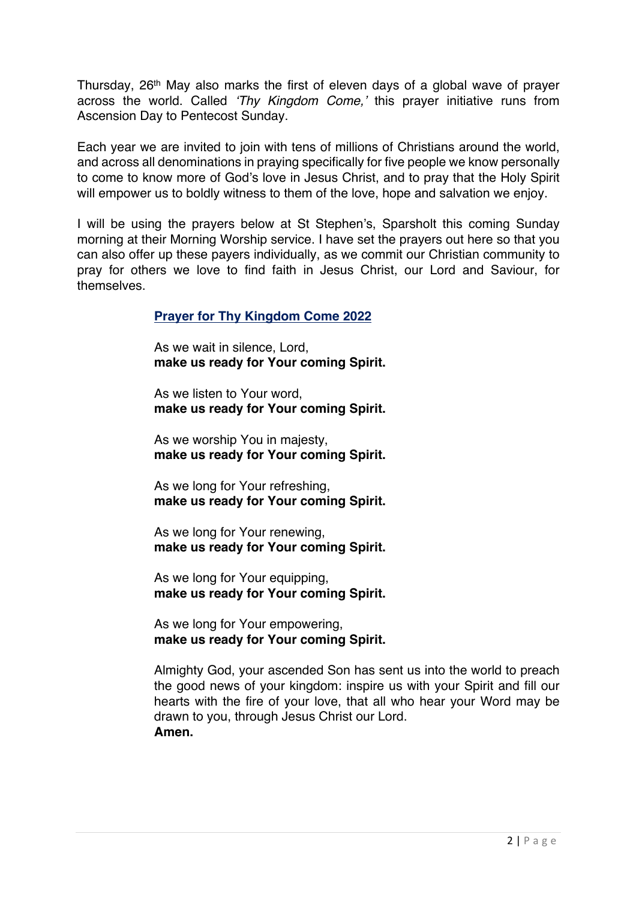Thursday, 26th May also marks the first of eleven days of a global wave of prayer across the world. Called *'Thy Kingdom Come,'* this prayer initiative runs from Ascension Day to Pentecost Sunday.

Each year we are invited to join with tens of millions of Christians around the world, and across all denominations in praying specifically for five people we know personally to come to know more of God's love in Jesus Christ, and to pray that the Holy Spirit will empower us to boldly witness to them of the love, hope and salvation we enjoy.

I will be using the prayers below at St Stephen's, Sparsholt this coming Sunday morning at their Morning Worship service. I have set the prayers out here so that you can also offer up these payers individually, as we commit our Christian community to pray for others we love to find faith in Jesus Christ, our Lord and Saviour, for themselves.

## Prayer for Thy Kingdom Come 2022

As we wait in silence, Lord,
**make us ready for Your coming Spirit.**

As we listen to Your word,
**make us ready for Your coming Spirit.**

As we worship You in majesty,
**make us ready for Your coming Spirit.**

As we long for Your refreshing,
**make us ready for Your coming Spirit.**

As we long for Your renewing,
**make us ready for Your coming Spirit.**

As we long for Your equipping,
**make us ready for Your coming Spirit.**

As we long for Your empowering,
**make us ready for Your coming Spirit.**

Almighty God, your ascended Son has sent us into the world to preach the good news of your kingdom: inspire us with your Spirit and fill our hearts with the fire of your love, that all who hear your Word may be drawn to you, through Jesus Christ our Lord.
**Amen.**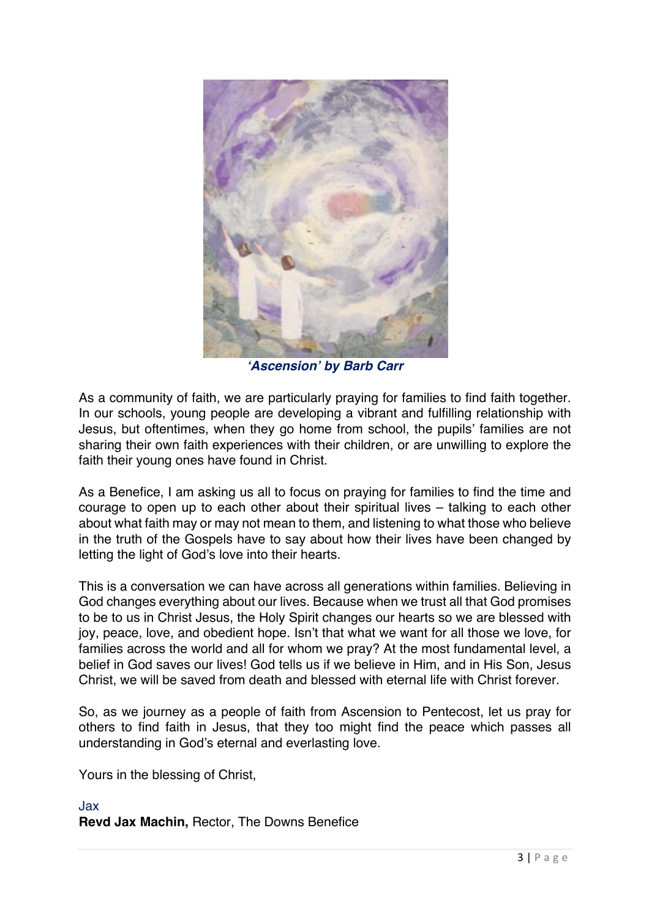***'Ascension' by Barb Carr***

As a community of faith, we are particularly praying for families to find faith together. In our schools, young people are developing a vibrant and fulfilling relationship with Jesus, but oftentimes, when they go home from school, the pupils' families are not sharing their own faith experiences with their children, or are unwilling to explore the faith their young ones have found in Christ.

As a Benefice, I am asking us all to focus on praying for families to find the time and courage to open up to each other about their spiritual lives – talking to each other about what faith may or may not mean to them, and listening to what those who believe in the truth of the Gospels have to say about how their lives have been changed by letting the light of God's love into their hearts.

This is a conversation we can have across all generations within families. Believing in God changes everything about our lives. Because when we trust all that God promises to be to us in Christ Jesus, the Holy Spirit changes our hearts so we are blessed with joy, peace, love, and obedient hope. Isn't that what we want for all those we love, for families across the world and all for whom we pray? At the most fundamental level, a belief in God saves our lives! God tells us if we believe in Him, and in His Son, Jesus Christ, we will be saved from death and blessed with eternal life with Christ forever.

So, as we journey as a people of faith from Ascension to Pentecost, let us pray for others to find faith in Jesus, that they too might find the peace which passes all understanding in God's eternal and everlasting love.

Yours in the blessing of Christ,

Jax

**Revd Jax Machin,** Rector, The Downs Benefice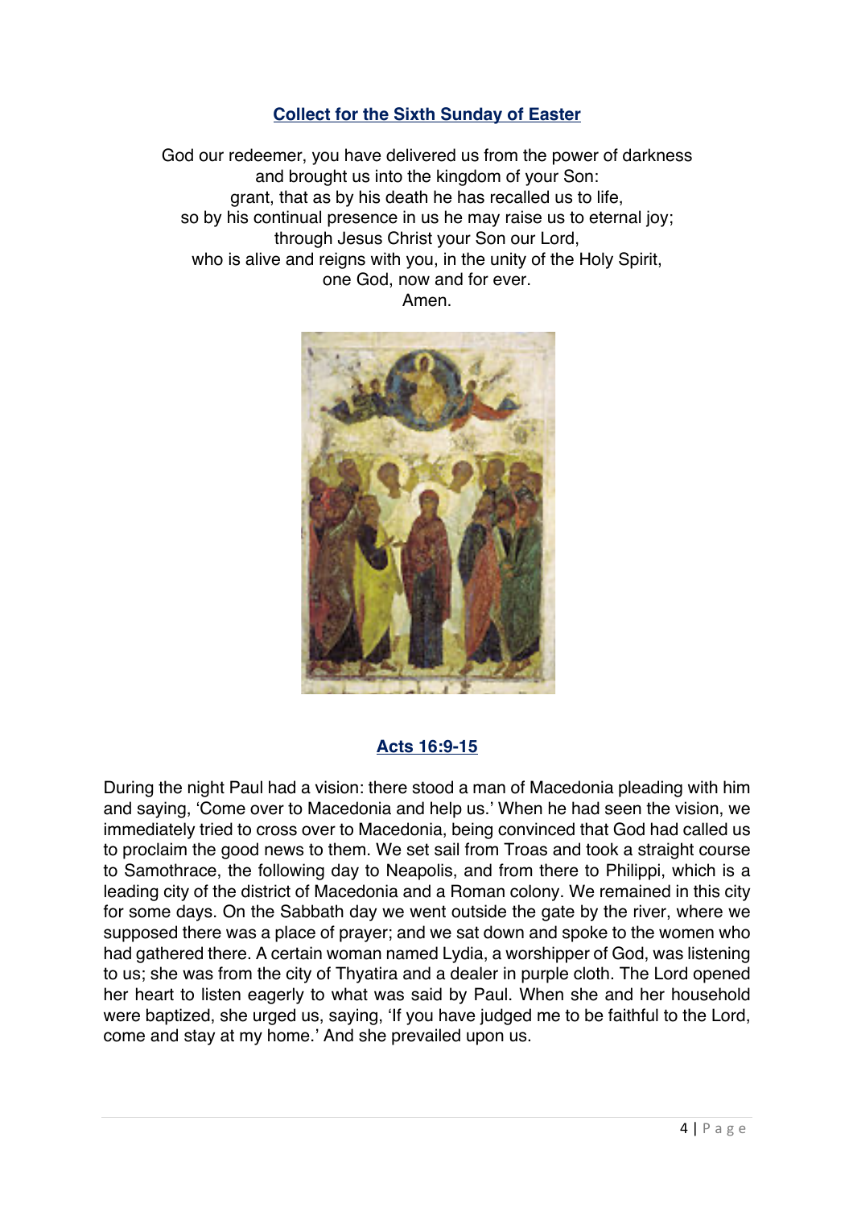## Collect for the Sixth Sunday of Easter

God our redeemer, you have delivered us from the power of darkness
and brought us into the kingdom of your Son:
grant, that as by his death he has recalled us to life,
so by his continual presence in us he may raise us to eternal joy;
through Jesus Christ your Son our Lord,
who is alive and reigns with you, in the unity of the Holy Spirit,
one God, now and for ever.
Amen.

## Acts 16:9-15

During the night Paul had a vision: there stood a man of Macedonia pleading with him and saying, 'Come over to Macedonia and help us.' When he had seen the vision, we immediately tried to cross over to Macedonia, being convinced that God had called us to proclaim the good news to them. We set sail from Troas and took a straight course to Samothrace, the following day to Neapolis, and from there to Philippi, which is a leading city of the district of Macedonia and a Roman colony. We remained in this city for some days. On the Sabbath day we went outside the gate by the river, where we supposed there was a place of prayer; and we sat down and spoke to the women who had gathered there. A certain woman named Lydia, a worshipper of God, was listening to us; she was from the city of Thyatira and a dealer in purple cloth. The Lord opened her heart to listen eagerly to what was said by Paul. When she and her household were baptized, she urged us, saying, 'If you have judged me to be faithful to the Lord, come and stay at my home.' And she prevailed upon us.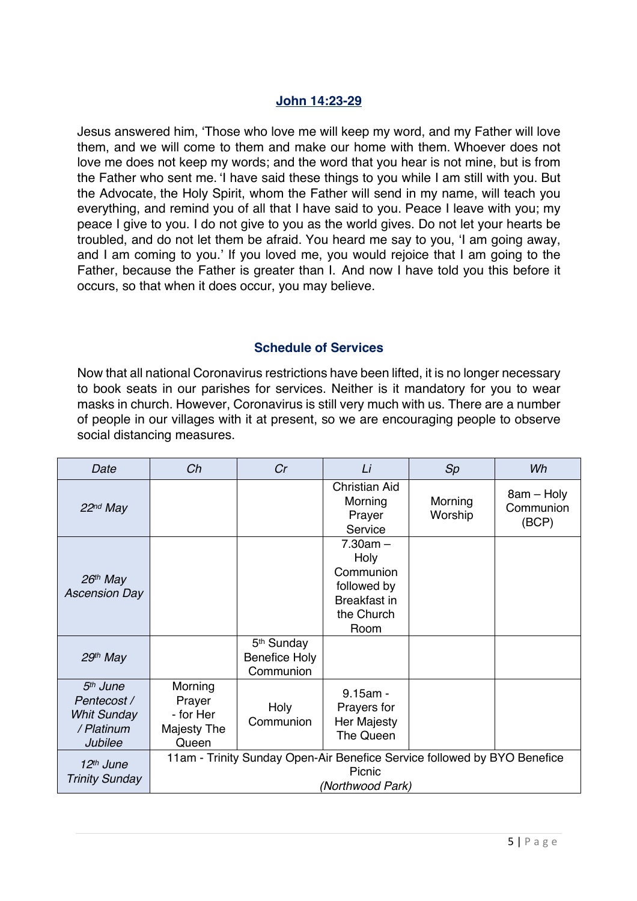## John 14:23-29

Jesus answered him, 'Those who love me will keep my word, and my Father will love them, and we will come to them and make our home with them. Whoever does not love me does not keep my words; and the word that you hear is not mine, but is from the Father who sent me. 'I have said these things to you while I am still with you. But the Advocate, the Holy Spirit, whom the Father will send in my name, will teach you everything, and remind you of all that I have said to you. Peace I leave with you; my peace I give to you. I do not give to you as the world gives. Do not let your hearts be troubled, and do not let them be afraid. You heard me say to you, 'I am going away, and I am coming to you.' If you loved me, you would rejoice that I am going to the Father, because the Father is greater than I. And now I have told you this before it occurs, so that when it does occur, you may believe.

## Schedule of Services

Now that all national Coronavirus restrictions have been lifted, it is no longer necessary to book seats in our parishes for services. Neither is it mandatory for you to wear masks in church. However, Coronavirus is still very much with us. There are a number of people in our villages with it at present, so we are encouraging people to observe social distancing measures.

| *Date* | *Ch* | *Cr* | *Li* | *Sp* | *Wh* |
|---|---|---|---|---|---|
| *22nd May* | | | Christian Aid Morning Prayer Service | Morning Worship | 8am – Holy Communion (BCP) |
| *26th May Ascension Day* | | | 7.30am – Holy Communion followed by Breakfast in the Church Room | | |
| *29th May* | | 5th Sunday Benefice Holy Communion | | | |
| *5th June Pentecost / Whit Sunday / Platinum Jubilee* | Morning Prayer - for Her Majesty The Queen | Holy Communion | 9.15am - Prayers for Her Majesty The Queen | | |
| *12th June Trinity Sunday* | 11am - Trinity Sunday Open-Air Benefice Service followed by BYO Benefice Picnic *(Northwood Park)* | | | | |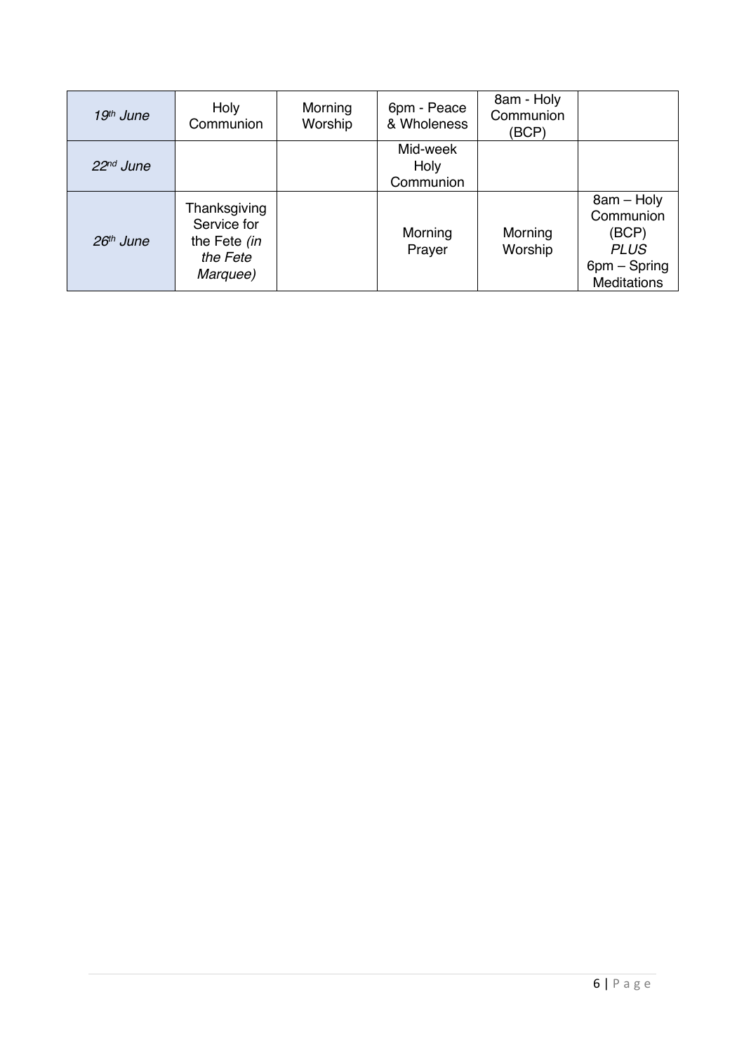| | | | | | |
|---|---|---|---|---|---|
| *19th June* | Holy Communion | Morning Worship | 6pm - Peace & Wholeness | 8am - Holy Communion (BCP) | |
| *22nd June* | | | Mid-week Holy Communion | | |
| *26th June* | Thanksgiving Service for the Fete *(in the Fete Marquee)* | | Morning Prayer | Morning Worship | 8am – Holy Communion (BCP) *PLUS* 6pm – Spring Meditations |